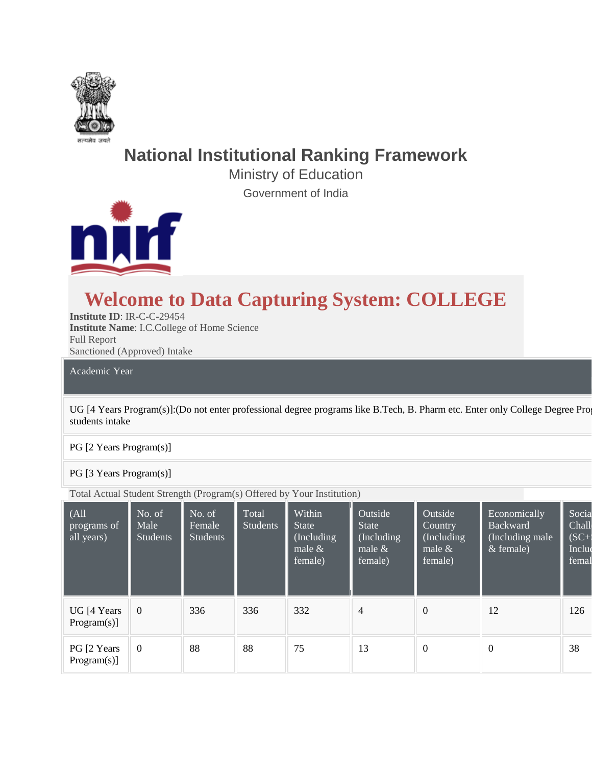# National Institutional Ranking Framework

Ministry of Education

Government of India

## Welcome to Data Capturing System: COLLEGE

**Institute ID**: IR-C-C-29454

**Institute Name**: I.C.College of Home Science

Full Report

Sanctioned (Approved) Intake

| Academic Year |
|---|
| UG [4 Years Program(s)]:(Do not enter professional degree programs like B.Tech, B. Pharm etc. Enter only College Degree Prog students intake |
| PG [2 Years Program(s)] |
| PG [3 Years Program(s)] |

Total Actual Student Strength (Program(s) Offered by Your Institution)

| (All programs of all years) | No. of Male Students | No. of Female Students | Total Students | Within State (Including male & female) | Outside State (Including male & female) | Outside Country (Including male & female) | Economically Backward (Including male & female) | Socia Chall (SC+ Incluc femal |
|---|---|---|---|---|---|---|---|---|
| UG [4 Years Program(s)] | 0 | 336 | 336 | 332 | 4 | 0 | 12 | 126 |
| PG [2 Years Program(s)] | 0 | 88 | 88 | 75 | 13 | 0 | 0 | 38 |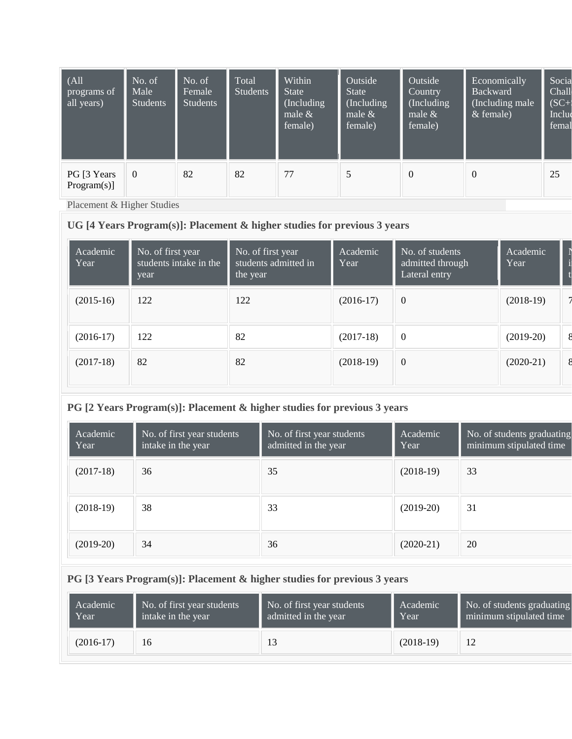| (All programs of all years) | No. of Male Students | No. of Female Students | Total Students | Within State (Including male & female) | Outside State (Including male & female) | Outside Country (Including male & female) | Economically Backward (Including male & female) | Socia Chall (SC+ Inclu femal |
|---|---|---|---|---|---|---|---|---|
| PG [3 Years Program(s)] | 0 | 82 | 82 | 77 | 5 | 0 | 0 | 25 |

Placement & Higher Studies

**UG [4 Years Program(s)]: Placement & higher studies for previous 3 years**

| Academic Year | No. of first year students intake in the year | No. of first year students admitted in the year | Academic Year | No. of students admitted through Lateral entry | Academic Year | N i t |
|---|---|---|---|---|---|---|
| (2015-16) | 122 | 122 | (2016-17) | 0 | (2018-19) | 7 |
| (2016-17) | 122 | 82 | (2017-18) | 0 | (2019-20) | 8 |
| (2017-18) | 82 | 82 | (2018-19) | 0 | (2020-21) | 8 |

**PG [2 Years Program(s)]: Placement & higher studies for previous 3 years**

| Academic Year | No. of first year students intake in the year | No. of first year students admitted in the year | Academic Year | No. of students graduating minimum stipulated time |
|---|---|---|---|---|
| (2017-18) | 36 | 35 | (2018-19) | 33 |
| (2018-19) | 38 | 33 | (2019-20) | 31 |
| (2019-20) | 34 | 36 | (2020-21) | 20 |

**PG [3 Years Program(s)]: Placement & higher studies for previous 3 years**

| Academic Year | No. of first year students intake in the year | No. of first year students admitted in the year | Academic Year | No. of students graduating minimum stipulated time |
|---|---|---|---|---|
| (2016-17) | 16 | 13 | (2018-19) | 12 |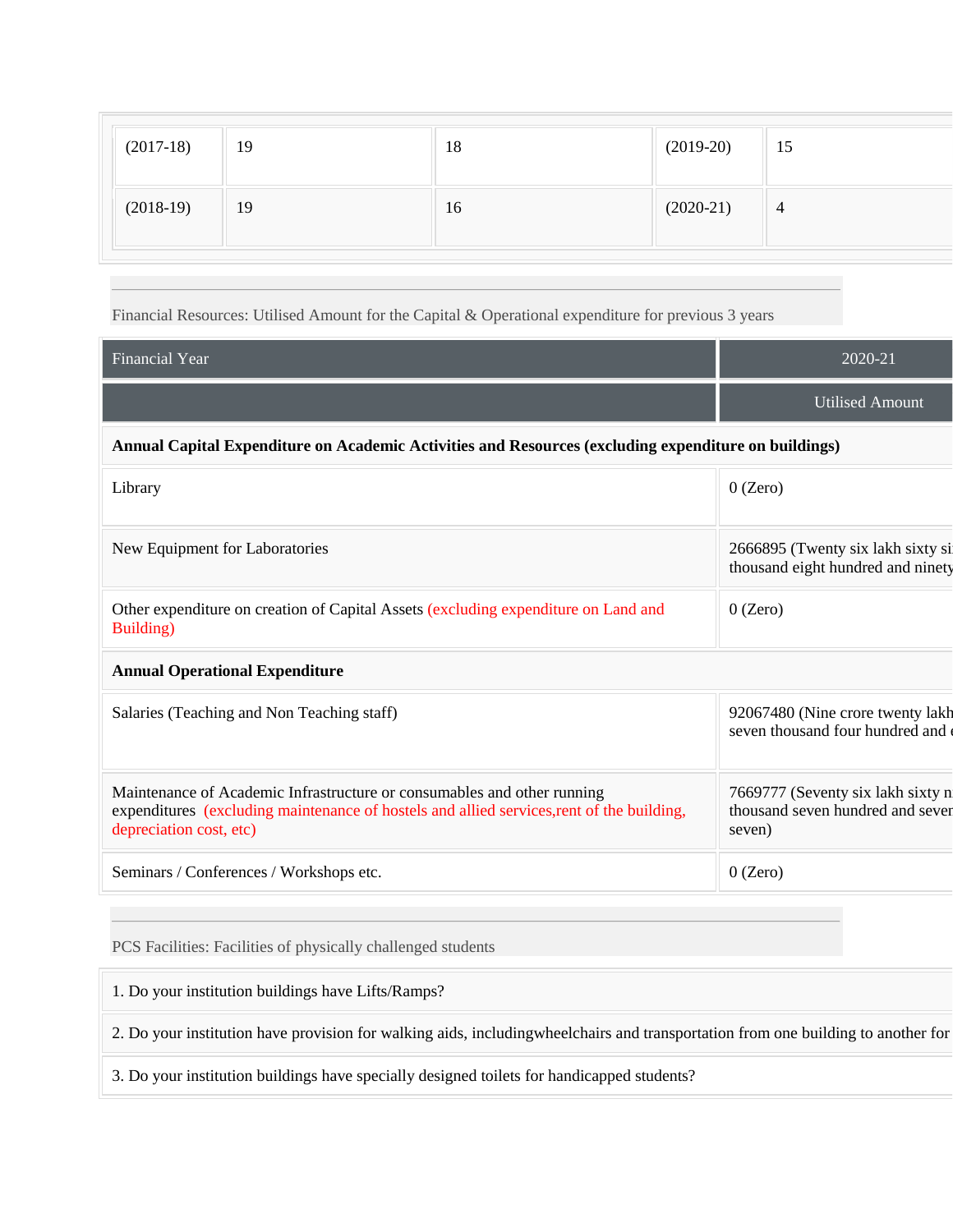| (2017-18) | 19 | 18 | (2019-20) | 15 |
|---|---|---|---|---|
| (2018-19) | 19 | 16 | (2020-21) | 4 |

Financial Resources: Utilised Amount for the Capital & Operational expenditure for previous 3 years

| Financial Year | 2020-21 |
|---|---|
| | Utilised Amount |
| **Annual Capital Expenditure on Academic Activities and Resources (excluding expenditure on buildings)** | |
| Library | 0 (Zero) |
| New Equipment for Laboratories | 2666895 (Twenty six lakh sixty si thousand eight hundred and ninety |
| Other expenditure on creation of Capital Assets (excluding expenditure on Land and Building) | 0 (Zero) |
| **Annual Operational Expenditure** | |
| Salaries (Teaching and Non Teaching staff) | 92067480 (Nine crore twenty lakh seven thousand four hundred and |
| Maintenance of Academic Infrastructure or consumables and other running expenditures (excluding maintenance of hostels and allied services,rent of the building, depreciation cost, etc) | 7669777 (Seventy six lakh sixty n thousand seven hundred and seven seven) |
| Seminars / Conferences / Workshops etc. | 0 (Zero) |

PCS Facilities: Facilities of physically challenged students

| |
|---|
| 1. Do your institution buildings have Lifts/Ramps? |
| 2. Do your institution have provision for walking aids, includingwheelchairs and transportation from one building to another for |
| 3. Do your institution buildings have specially designed toilets for handicapped students? |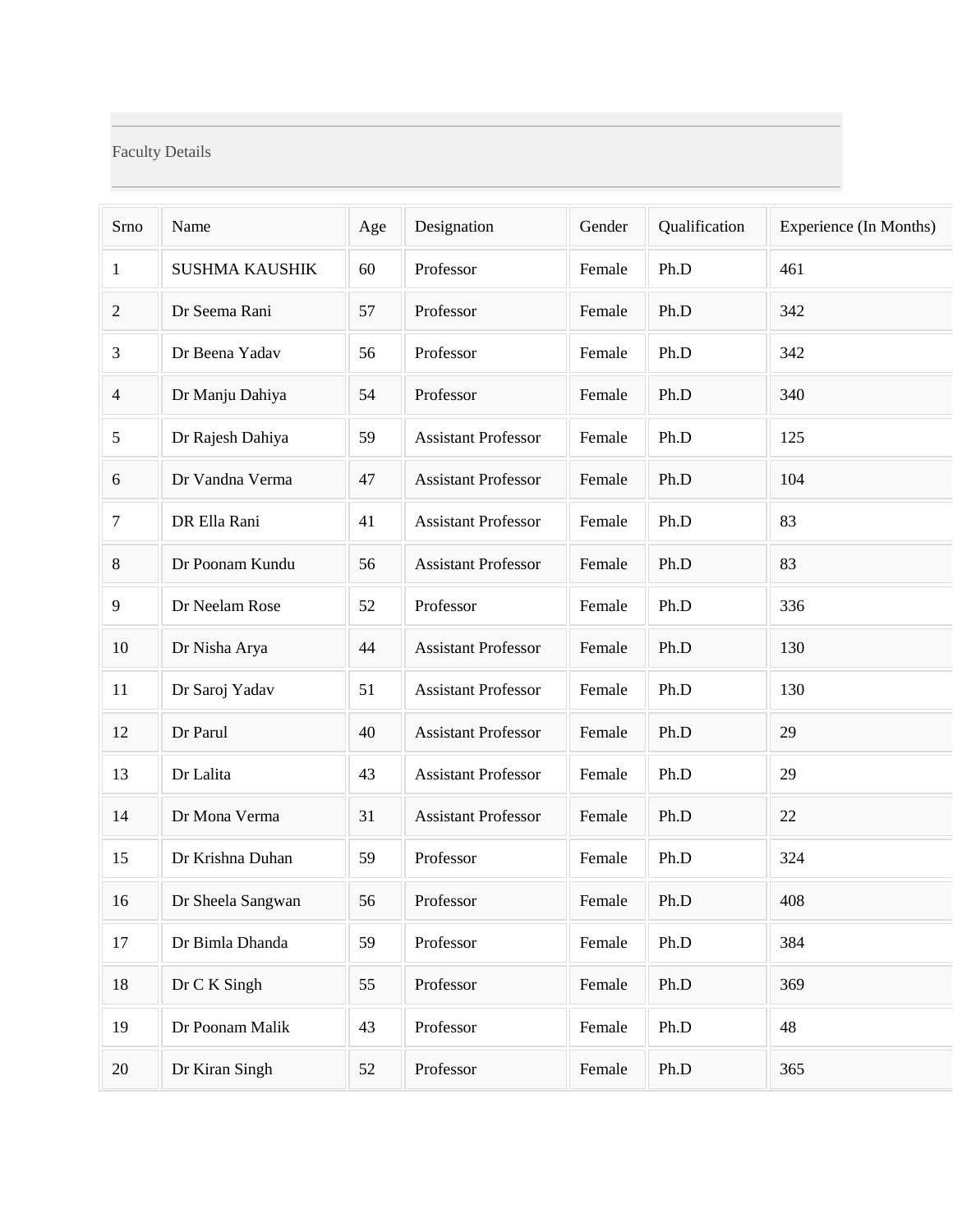Faculty Details

| Srno | Name | Age | Designation | Gender | Qualification | Experience (In Months) |
|---|---|---|---|---|---|---|
| 1 | SUSHMA KAUSHIK | 60 | Professor | Female | Ph.D | 461 |
| 2 | Dr Seema Rani | 57 | Professor | Female | Ph.D | 342 |
| 3 | Dr Beena Yadav | 56 | Professor | Female | Ph.D | 342 |
| 4 | Dr Manju Dahiya | 54 | Professor | Female | Ph.D | 340 |
| 5 | Dr Rajesh Dahiya | 59 | Assistant Professor | Female | Ph.D | 125 |
| 6 | Dr Vandna Verma | 47 | Assistant Professor | Female | Ph.D | 104 |
| 7 | DR Ella Rani | 41 | Assistant Professor | Female | Ph.D | 83 |
| 8 | Dr Poonam Kundu | 56 | Assistant Professor | Female | Ph.D | 83 |
| 9 | Dr Neelam Rose | 52 | Professor | Female | Ph.D | 336 |
| 10 | Dr Nisha Arya | 44 | Assistant Professor | Female | Ph.D | 130 |
| 11 | Dr Saroj Yadav | 51 | Assistant Professor | Female | Ph.D | 130 |
| 12 | Dr Parul | 40 | Assistant Professor | Female | Ph.D | 29 |
| 13 | Dr Lalita | 43 | Assistant Professor | Female | Ph.D | 29 |
| 14 | Dr Mona Verma | 31 | Assistant Professor | Female | Ph.D | 22 |
| 15 | Dr Krishna Duhan | 59 | Professor | Female | Ph.D | 324 |
| 16 | Dr Sheela Sangwan | 56 | Professor | Female | Ph.D | 408 |
| 17 | Dr Bimla Dhanda | 59 | Professor | Female | Ph.D | 384 |
| 18 | Dr C K Singh | 55 | Professor | Female | Ph.D | 369 |
| 19 | Dr Poonam Malik | 43 | Professor | Female | Ph.D | 48 |
| 20 | Dr Kiran Singh | 52 | Professor | Female | Ph.D | 365 |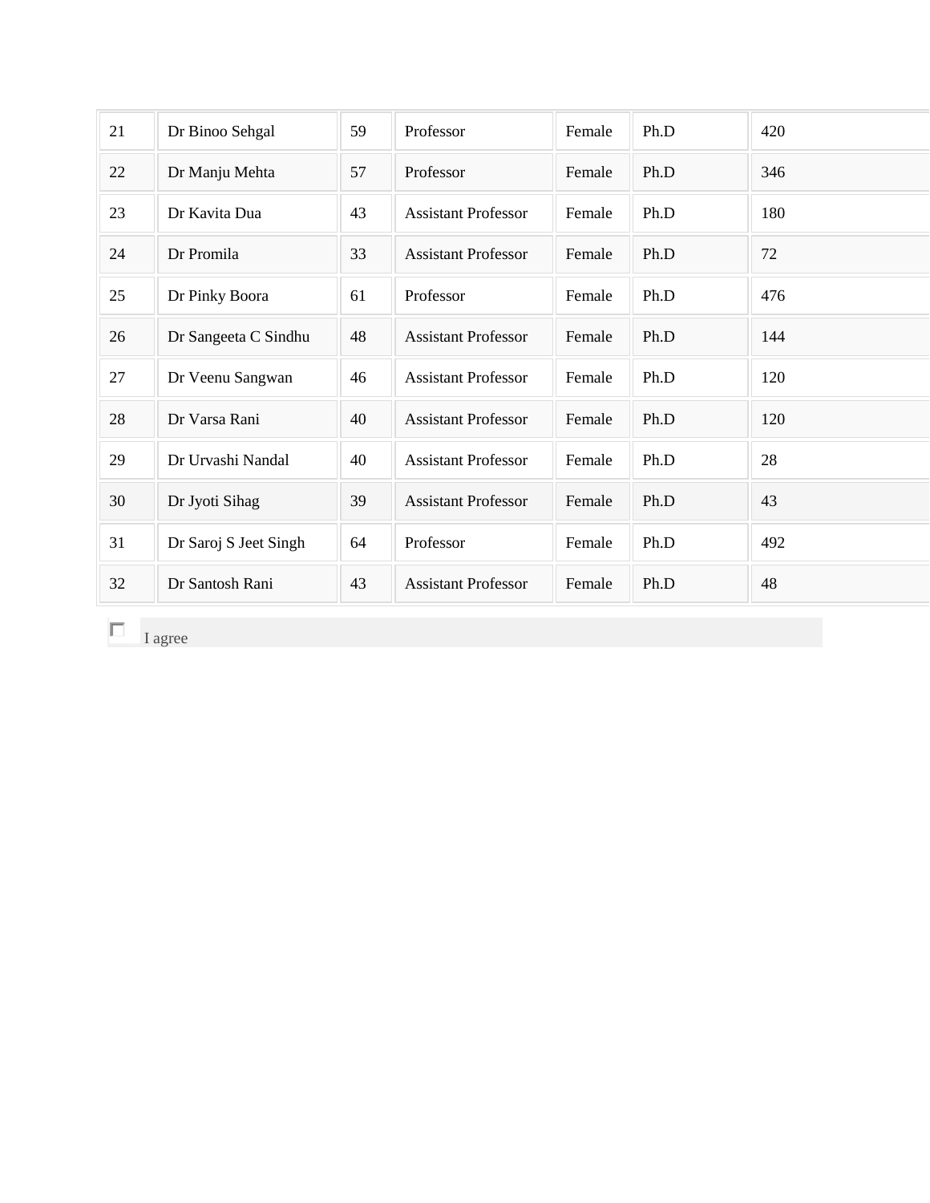| | | | | | | |
|---|---|---|---|---|---|---|
| 21 | Dr Binoo Sehgal | 59 | Professor | Female | Ph.D | 420 |
| 22 | Dr Manju Mehta | 57 | Professor | Female | Ph.D | 346 |
| 23 | Dr Kavita Dua | 43 | Assistant Professor | Female | Ph.D | 180 |
| 24 | Dr Promila | 33 | Assistant Professor | Female | Ph.D | 72 |
| 25 | Dr Pinky Boora | 61 | Professor | Female | Ph.D | 476 |
| 26 | Dr Sangeeta C Sindhu | 48 | Assistant Professor | Female | Ph.D | 144 |
| 27 | Dr Veenu Sangwan | 46 | Assistant Professor | Female | Ph.D | 120 |
| 28 | Dr Varsa Rani | 40 | Assistant Professor | Female | Ph.D | 120 |
| 29 | Dr Urvashi Nandal | 40 | Assistant Professor | Female | Ph.D | 28 |
| 30 | Dr Jyoti Sihag | 39 | Assistant Professor | Female | Ph.D | 43 |
| 31 | Dr Saroj S Jeet Singh | 64 | Professor | Female | Ph.D | 492 |
| 32 | Dr Santosh Rani | 43 | Assistant Professor | Female | Ph.D | 48 |

☐ I agree